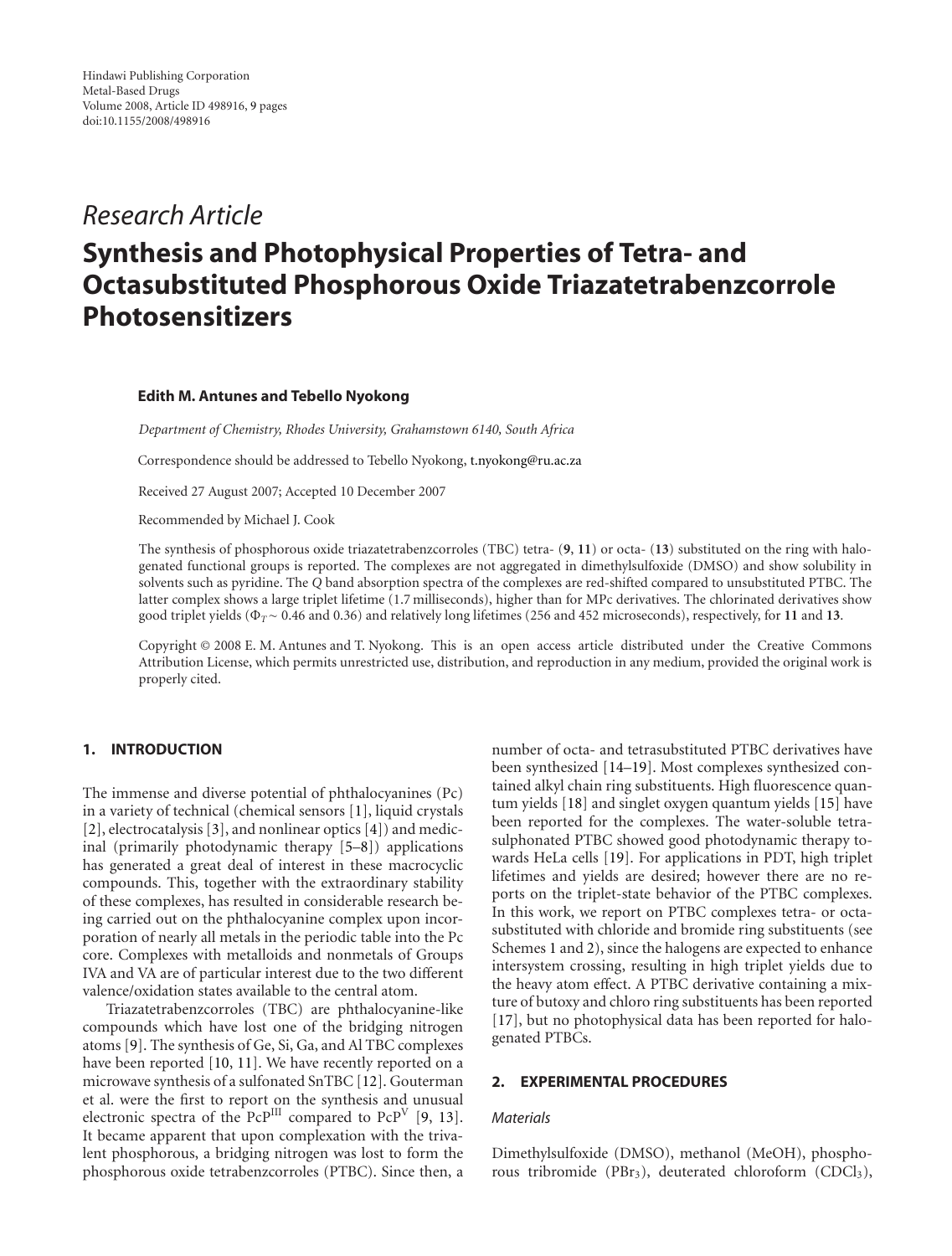Hindawi Publishing Corporation
Metal-Based Drugs
Volume 2008, Article ID 498916, 9 pages
doi:10.1155/2008/498916

*Research Article*

# Synthesis and Photophysical Properties of Tetra- and Octasubstituted Phosphorous Oxide Triazatetrabenzcorrole Photosensitizers

**Edith M. Antunes and Tebello Nyokong**

*Department of Chemistry, Rhodes University, Grahamstown 6140, South Africa*

Correspondence should be addressed to Tebello Nyokong, t.nyokong@ru.ac.za

Received 27 August 2007; Accepted 10 December 2007

Recommended by Michael J. Cook

The synthesis of phosphorous oxide triazatetrabenzcorroles (TBC) tetra- (**9**, **11**) or octa- (**13**) substituted on the ring with halogenated functional groups is reported. The complexes are not aggregated in dimethylsulfoxide (DMSO) and show solubility in solvents such as pyridine. The *Q* band absorption spectra of the complexes are red-shifted compared to unsubstituted PTBC. The latter complex shows a large triplet lifetime (1.7 milliseconds), higher than for MPc derivatives. The chlorinated derivatives show good triplet yields ($\Phi_T \sim 0.46$ and 0.36) and relatively long lifetimes (256 and 452 microseconds), respectively, for **11** and **13**.

Copyright © 2008 E. M. Antunes and T. Nyokong. This is an open access article distributed under the Creative Commons Attribution License, which permits unrestricted use, distribution, and reproduction in any medium, provided the original work is properly cited.

## 1. INTRODUCTION

The immense and diverse potential of phthalocyanines (Pc) in a variety of technical (chemical sensors [1], liquid crystals [2], electrocatalysis [3], and nonlinear optics [4]) and medicinal (primarily photodynamic therapy [5–8]) applications has generated a great deal of interest in these macrocyclic compounds. This, together with the extraordinary stability of these complexes, has resulted in considerable research being carried out on the phthalocyanine complex upon incorporation of nearly all metals in the periodic table into the Pc core. Complexes with metalloids and nonmetals of Groups IVA and VA are of particular interest due to the two different valence/oxidation states available to the central atom.

Triazatetrabenzcorroles (TBC) are phthalocyanine-like compounds which have lost one of the bridging nitrogen atoms [9]. The synthesis of Ge, Si, Ga, and Al TBC complexes have been reported [10, 11]. We have recently reported on a microwave synthesis of a sulfonated SnTBC [12]. Gouterman et al. were the first to report on the synthesis and unusual electronic spectra of the $PcP^{III}$ compared to $PcP^{V}$ [9, 13]. It became apparent that upon complexation with the trivalent phosphorous, a bridging nitrogen was lost to form the phosphorous oxide tetrabenzcorroles (PTBC). Since then, a number of octa- and tetrasubstituted PTBC derivatives have been synthesized [14–19]. Most complexes synthesized contained alkyl chain ring substituents. High fluorescence quantum yields [18] and singlet oxygen quantum yields [15] have been reported for the complexes. The water-soluble tetrasulphonated PTBC showed good photodynamic therapy towards HeLa cells [19]. For applications in PDT, high triplet lifetimes and yields are desired; however there are no reports on the triplet-state behavior of the PTBC complexes. In this work, we report on PTBC complexes tetra- or octasubstituted with chloride and bromide ring substituents (see Schemes 1 and 2), since the halogens are expected to enhance intersystem crossing, resulting in high triplet yields due to the heavy atom effect. A PTBC derivative containing a mixture of butoxy and chloro ring substituents has been reported [17], but no photophysical data has been reported for halogenated PTBCs.

## 2. EXPERIMENTAL PROCEDURES

### *Materials*

Dimethylsulfoxide (DMSO), methanol (MeOH), phosphorous tribromide ($PBr_3$), deuterated chloroform ($CDCl_3$),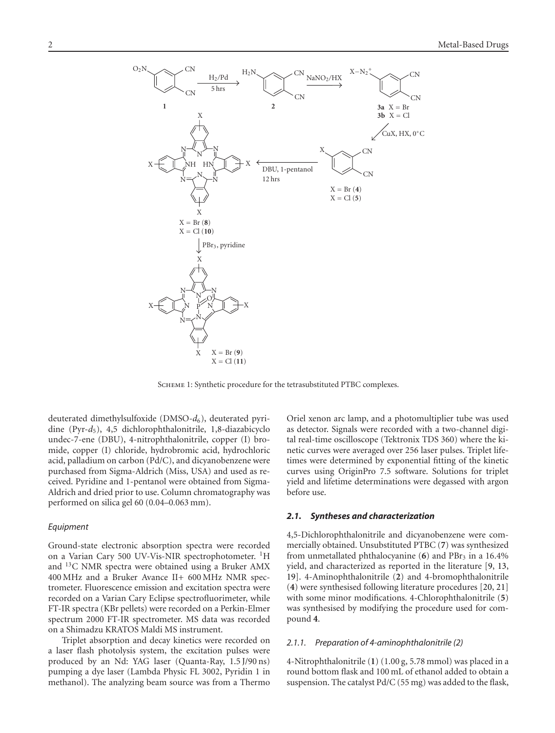Scheme 1: Synthetic procedure for the tetrasubstituted PTBC complexes.

deuterated dimethylsulfoxide (DMSO-$d_6$), deuterated pyridine (Pyr-$d_5$), 4,5 dichlorophthalonitrile, 1,8-diazabicyclo undec-7-ene (DBU), 4-nitrophthalonitrile, copper (I) bromide, copper (I) chloride, hydrobromic acid, hydrochloric acid, palladium on carbon (Pd/C), and dicyanobenzene were purchased from Sigma-Aldrich (Miss, USA) and used as received. Pyridine and 1-pentanol were obtained from Sigma-Aldrich and dried prior to use. Column chromatography was performed on silica gel 60 (0.04–0.063 mm).

*Equipment*

Ground-state electronic absorption spectra were recorded on a Varian Cary 500 UV-Vis-NIR spectrophotometer. $^1$H and $^{13}$C NMR spectra were obtained using a Bruker AMX 400 MHz and a Bruker Avance II+ 600 MHz NMR spectrometer. Fluorescence emission and excitation spectra were recorded on a Varian Cary Eclipse spectrofluorimeter, while FT-IR spectra (KBr pellets) were recorded on a Perkin-Elmer spectrum 2000 FT-IR spectrometer. MS data was recorded on a Shimadzu KRATOS Maldi MS instrument.

Triplet absorption and decay kinetics were recorded on a laser flash photolysis system, the excitation pulses were produced by an Nd: YAG laser (Quanta-Ray, 1.5 J/90 ns) pumping a dye laser (Lambda Physic FL 3002, Pyridin 1 in methanol). The analyzing beam source was from a Thermo Oriel xenon arc lamp, and a photomultiplier tube was used as detector. Signals were recorded with a two-channel digital real-time oscilloscope (Tektronix TDS 360) where the kinetic curves were averaged over 256 laser pulses. Triplet lifetimes were determined by exponential fitting of the kinetic curves using OriginPro 7.5 software. Solutions for triplet yield and lifetime determinations were degassed with argon before use.

### 2.1. Syntheses and characterization

4,5-Dichlorophthalonitrile and dicyanobenzene were commercially obtained. Unsubstituted PTBC (**7**) was synthesized from unmetallated phthalocyanine (**6**) and $PBr_3$ in a 16.4% yield, and characterized as reported in the literature [9, 13, 19]. 4-Aminophthalonitrile (**2**) and 4-bromophthalonitrile (**4**) were synthesised following literature procedures [20, 21] with some minor modifications. 4-Chlorophthalonitrile (**5**) was synthesised by modifying the procedure used for compound **4**.

#### 2.1.1. Preparation of 4-aminophthalonitrile (2)

4-Nitrophthalonitrile (**1**) (1.00 g, 5.78 mmol) was placed in a round bottom flask and 100 mL of ethanol added to obtain a suspension. The catalyst Pd/C (55 mg) was added to the flask,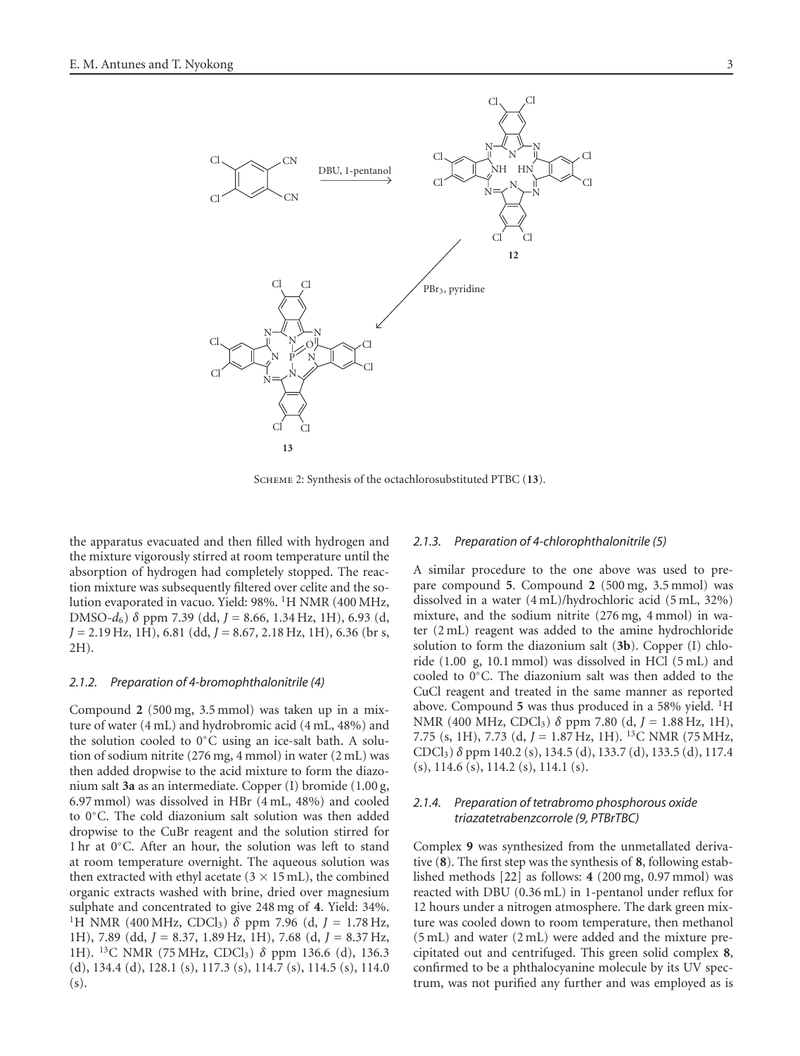Scheme 2: Synthesis of the octachlorosubstituted PTBC (**13**).

the apparatus evacuated and then filled with hydrogen and the mixture vigorously stirred at room temperature until the absorption of hydrogen had completely stopped. The reaction mixture was subsequently filtered over celite and the solution evaporated in vacuo. Yield: 98%. $^{1}$H NMR (400 MHz, DMSO-$d_6$) $\delta$ ppm 7.39 (dd, $J = 8.66$, 1.34 Hz, 1H), 6.93 (d, $J = 2.19$ Hz, 1H), 6.81 (dd, $J = 8.67$, 2.18 Hz, 1H), 6.36 (br s, 2H).

#### *2.1.2. Preparation of 4-bromophthalonitrile (4)*

Compound **2** (500 mg, 3.5 mmol) was taken up in a mixture of water (4 mL) and hydrobromic acid (4 mL, 48%) and the solution cooled to 0°C using an ice-salt bath. A solution of sodium nitrite (276 mg, 4 mmol) in water (2 mL) was then added dropwise to the acid mixture to form the diazonium salt **3a** as an intermediate. Copper (I) bromide (1.00 g, 6.97 mmol) was dissolved in HBr (4 mL, 48%) and cooled to 0°C. The cold diazonium salt solution was then added dropwise to the CuBr reagent and the solution stirred for 1 hr at 0°C. After an hour, the solution was left to stand at room temperature overnight. The aqueous solution was then extracted with ethyl acetate ($3 \times 15$ mL), the combined organic extracts washed with brine, dried over magnesium sulphate and concentrated to give 248 mg of **4**. Yield: 34%. $^{1}$H NMR (400 MHz, $CDCl_3$) $\delta$ ppm 7.96 (d, $J = 1.78$ Hz, 1H), 7.89 (dd, $J = 8.37$, 1.89 Hz, 1H), 7.68 (d, $J = 8.37$ Hz, 1H). $^{13}$C NMR (75 MHz, $CDCl_3$) $\delta$ ppm 136.6 (d), 136.3 (d), 134.4 (d), 128.1 (s), 117.3 (s), 114.7 (s), 114.5 (s), 114.0 (s).

#### *2.1.3. Preparation of 4-chlorophthalonitrile (5)*

A similar procedure to the one above was used to prepare compound **5**. Compound **2** (500 mg, 3.5 mmol) was dissolved in a water (4 mL)/hydrochloric acid (5 mL, 32%) mixture, and the sodium nitrite (276 mg, 4 mmol) in water (2 mL) reagent was added to the amine hydrochloride solution to form the diazonium salt (**3b**). Copper (I) chloride (1.00 g, 10.1 mmol) was dissolved in HCl (5 mL) and cooled to 0°C. The diazonium salt was then added to the CuCl reagent and treated in the same manner as reported above. Compound **5** was thus produced in a 58% yield. $^{1}$H NMR (400 MHz, $CDCl_3$) $\delta$ ppm 7.80 (d, $J = 1.88$ Hz, 1H), 7.75 (s, 1H), 7.73 (d, $J = 1.87$ Hz, 1H). $^{13}$C NMR (75 MHz, $CDCl_3$) $\delta$ ppm 140.2 (s), 134.5 (d), 133.7 (d), 133.5 (d), 117.4 (s), 114.6 (s), 114.2 (s), 114.1 (s).

#### *2.1.4. Preparation of tetrabromo phosphorous oxide triazatetrabenzcorrole (9, PTBrTBC)*

Complex **9** was synthesized from the unmetallated derivative (**8**). The first step was the synthesis of **8**, following established methods [22] as follows: **4** (200 mg, 0.97 mmol) was reacted with DBU (0.36 mL) in 1-pentanol under reflux for 12 hours under a nitrogen atmosphere. The dark green mixture was cooled down to room temperature, then methanol (5 mL) and water (2 mL) were added and the mixture precipitated out and centrifuged. This green solid complex **8**, confirmed to be a phthalocyanine molecule by its UV spectrum, was not purified any further and was employed as is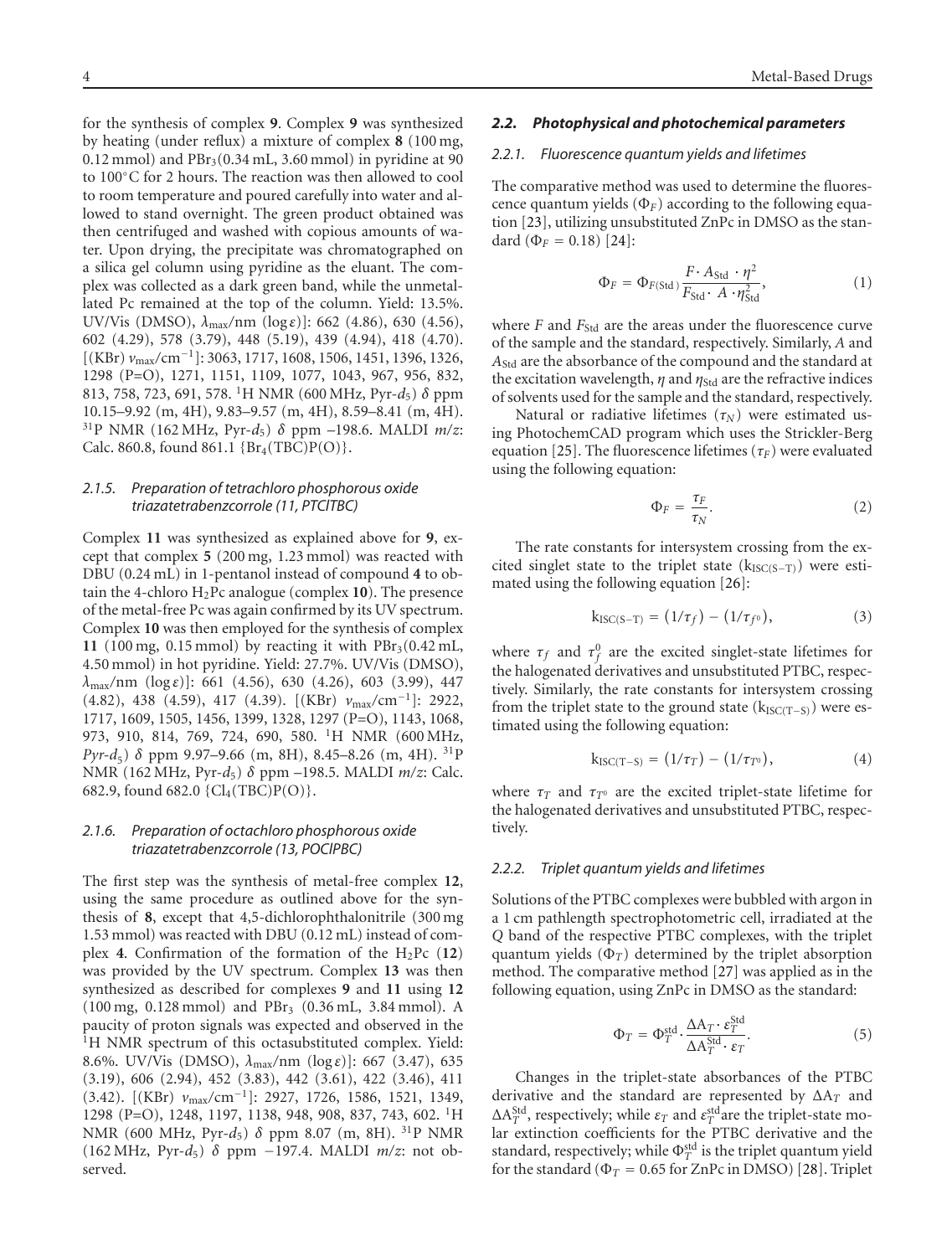for the synthesis of complex **9**. Complex **9** was synthesized by heating (under reflux) a mixture of complex **8** (100 mg, 0.12 mmol) and $PBr_3$(0.34 mL, 3.60 mmol) in pyridine at 90 to 100°C for 2 hours. The reaction was then allowed to cool to room temperature and poured carefully into water and allowed to stand overnight. The green product obtained was then centrifuged and washed with copious amounts of water. Upon drying, the precipitate was chromatographed on a silica gel column using pyridine as the eluant. The complex was collected as a dark green band, while the unmetallated Pc remained at the top of the column. Yield: 13.5%. UV/Vis (DMSO), $\lambda_{max}$/nm (log $\varepsilon$)]: 662 (4.86), 630 (4.56), 602 (4.29), 578 (3.79), 448 (5.19), 439 (4.94), 418 (4.70). [(KBr) $\nu_{max}$/cm$^{-1}$]: 3063, 1717, 1608, 1506, 1451, 1396, 1326, 1298 (P=O), 1271, 1151, 1109, 1077, 1043, 967, 956, 832, 813, 758, 723, 691, 578. $^1$H NMR (600 MHz, Pyr-$d_5$) $\delta$ ppm 10.15–9.92 (m, 4H), 9.83–9.57 (m, 4H), 8.59–8.41 (m, 4H). $^{31}$P NMR (162 MHz, Pyr-$d_5$) $\delta$ ppm –198.6. MALDI $m/z$: Calc. 860.8, found 861.1 {$Br_4$(TBC)P(O)}.

#### 2.1.5. Preparation of tetrachloro phosphorous oxide triazatetrabenzcorrole (11, PTClTBC)

Complex **11** was synthesized as explained above for **9**, except that complex **5** (200 mg, 1.23 mmol) was reacted with DBU (0.24 mL) in 1-pentanol instead of compound **4** to obtain the 4-chloro $H_2$Pc analogue (complex **10**). The presence of the metal-free Pc was again confirmed by its UV spectrum. Complex **10** was then employed for the synthesis of complex **11** (100 mg, 0.15 mmol) by reacting it with $PBr_3$(0.42 mL, 4.50 mmol) in hot pyridine. Yield: 27.7%. UV/Vis (DMSO), $\lambda_{max}$/nm (log $\varepsilon$)]: 661 (4.56), 630 (4.26), 603 (3.99), 447 (4.82), 438 (4.59), 417 (4.39). [(KBr) $\nu_{max}$/cm$^{-1}$]: 2922, 1717, 1609, 1505, 1456, 1399, 1328, 1297 (P=O), 1143, 1068, 973, 910, 814, 769, 724, 690, 580. $^1$H NMR (600 MHz, *Pyr-$d_5$*) $\delta$ ppm 9.97–9.66 (m, 8H), 8.45–8.26 (m, 4H). $^{31}$P NMR (162 MHz, Pyr-$d_5$) $\delta$ ppm –198.5. MALDI $m/z$: Calc. 682.9, found 682.0 {$Cl_4$(TBC)P(O)}.

#### 2.1.6. Preparation of octachloro phosphorous oxide triazatetrabenzcorrole (13, POClPBC)

The first step was the synthesis of metal-free complex **12**, using the same procedure as outlined above for the synthesis of **8**, except that 4,5-dichlorophthalonitrile (300 mg 1.53 mmol) was reacted with DBU (0.12 mL) instead of complex **4**. Confirmation of the formation of the $H_2$Pc (**12**) was provided by the UV spectrum. Complex **13** was then synthesized as described for complexes **9** and **11** using **12** (100 mg, 0.128 mmol) and $PBr_3$ (0.36 mL, 3.84 mmol). A paucity of proton signals was expected and observed in the $^1$H NMR spectrum of this octasubstituted complex. Yield: 8.6%. UV/Vis (DMSO), $\lambda_{max}$/nm (log $\varepsilon$)]: 667 (3.47), 635 (3.19), 606 (2.94), 452 (3.83), 442 (3.61), 422 (3.46), 411 (3.42). [(KBr) $\nu_{max}$/cm$^{-1}$]: 2927, 1726, 1586, 1521, 1349, 1298 (P=O), 1248, 1197, 1138, 948, 908, 837, 743, 602. $^1$H NMR (600 MHz, Pyr-$d_5$) $\delta$ ppm 8.07 (m, 8H). $^{31}$P NMR (162 MHz, Pyr-$d_5$) $\delta$ ppm −197.4. MALDI $m/z$: not observed.

### 2.2. Photophysical and photochemical parameters

#### 2.2.1. Fluorescence quantum yields and lifetimes

The comparative method was used to determine the fluorescence quantum yields ($\Phi_F$) according to the following equation [23], utilizing unsubstituted ZnPc in DMSO as the standard ($\Phi_F = 0.18$) [24]:

$$\Phi_F = \Phi_{F(\text{Std})}\frac{F \cdot A_{\text{Std}} \cdot \eta^2}{F_{\text{Std}} \cdot A \cdot \eta_{\text{Std}}^2}, \tag{1}$$

where $F$ and $F_{\text{Std}}$ are the areas under the fluorescence curve of the sample and the standard, respectively. Similarly, $A$ and $A_{\text{Std}}$ are the absorbance of the compound and the standard at the excitation wavelength, $\eta$ and $\eta_{\text{Std}}$ are the refractive indices of solvents used for the sample and the standard, respectively.

Natural or radiative lifetimes ($\tau_N$) were estimated using PhotochemCAD program which uses the Strickler-Berg equation [25]. The fluorescence lifetimes ($\tau_F$) were evaluated using the following equation:

$$\Phi_F = \frac{\tau_F}{\tau_N}. \tag{2}$$

The rate constants for intersystem crossing from the excited singlet state to the triplet state ($k_{\text{ISC(S-T)}}$) were estimated using the following equation [26]:

$$k_{\text{ISC(S-T)}} = (1/\tau_f) - (1/\tau_{f^0}), \tag{3}$$

where $\tau_f$ and $\tau_f^0$ are the excited singlet-state lifetimes for the halogenated derivatives and unsubstituted PTBC, respectively. Similarly, the rate constants for intersystem crossing from the triplet state to the ground state ($k_{\text{ISC(T-S)}}$) were estimated using the following equation:

$$k_{\text{ISC(T-S)}} = (1/\tau_T) - (1/\tau_{T^0}), \tag{4}$$

where $\tau_T$ and $\tau_{T^0}$ are the excited triplet-state lifetime for the halogenated derivatives and unsubstituted PTBC, respectively.

#### 2.2.2. Triplet quantum yields and lifetimes

Solutions of the PTBC complexes were bubbled with argon in a 1 cm pathlength spectrophotometric cell, irradiated at the $Q$ band of the respective PTBC complexes, with the triplet quantum yields ($\Phi_T$) determined by the triplet absorption method. The comparative method [27] was applied as in the following equation, using ZnPc in DMSO as the standard:

$$\Phi_T = \Phi_T^{\text{std}} \cdot \frac{\Delta A_T \cdot \varepsilon_T^{\text{Std}}}{\Delta A_T^{\text{Std}} \cdot \varepsilon_T}. \tag{5}$$

Changes in the triplet-state absorbances of the PTBC derivative and the standard are represented by $\Delta A_T$ and $\Delta A_T^{\text{Std}}$, respectively; while $\varepsilon_T$ and $\varepsilon_T^{\text{std}}$ are the triplet-state molar extinction coefficients for the PTBC derivative and the standard, respectively; while $\Phi_T^{\text{std}}$ is the triplet quantum yield for the standard ($\Phi_T = 0.65$ for ZnPc in DMSO) [28]. Triplet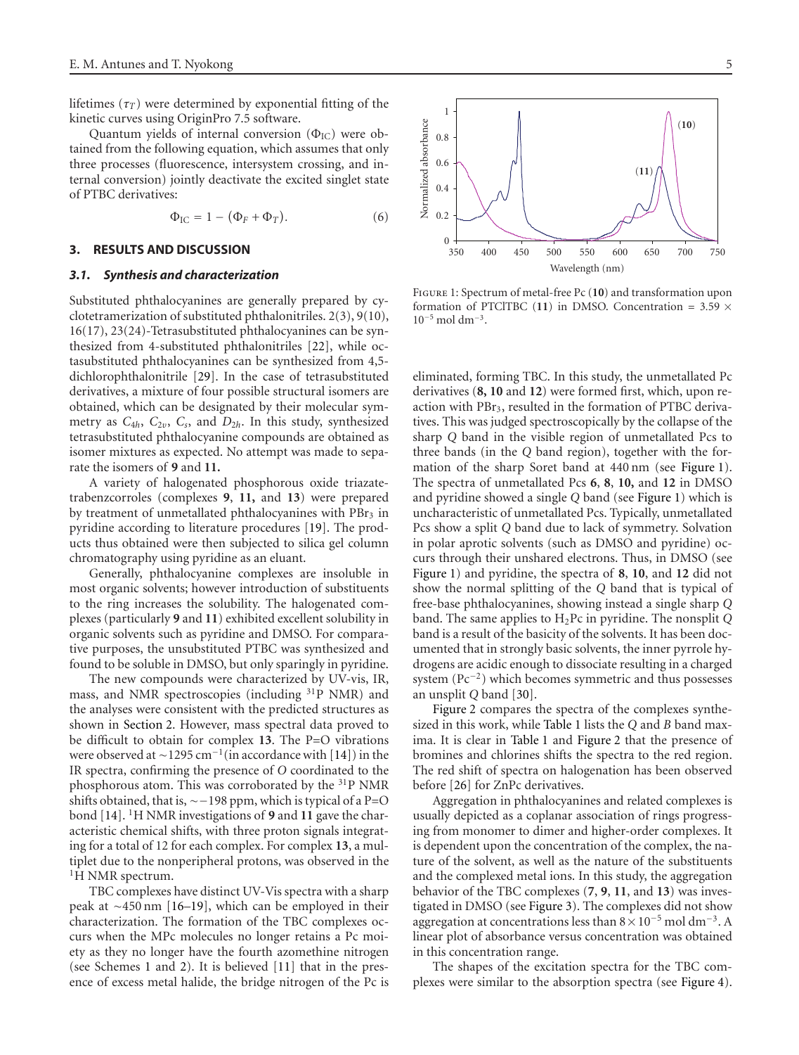lifetimes ($\tau_T$) were determined by exponential fitting of the kinetic curves using OriginPro 7.5 software.

Quantum yields of internal conversion ($\Phi_{IC}$) were obtained from the following equation, which assumes that only three processes (fluorescence, intersystem crossing, and internal conversion) jointly deactivate the excited singlet state of PTBC derivatives:

$$\Phi_{IC} = 1 - (\Phi_F + \Phi_T). \quad (6)$$

## 3. RESULTS AND DISCUSSION

### 3.1. Synthesis and characterization

Substituted phthalocyanines are generally prepared by cyclotetramerization of substituted phthalonitriles. 2(3), 9(10), 16(17), 23(24)-Tetrasubstituted phthalocyanines can be synthesized from 4-substituted phthalonitriles [22], while octasubstituted phthalocyanines can be synthesized from 4,5-dichlorophthalonitrile [29]. In the case of tetrasubstituted derivatives, a mixture of four possible structural isomers are obtained, which can be designated by their molecular symmetry as $C_{4h}$, $C_{2v}$, $C_s$, and $D_{2h}$. In this study, synthesized tetrasubstituted phthalocyanine compounds are obtained as isomer mixtures as expected. No attempt was made to separate the isomers of **9** and **11.**

A variety of halogenated phosphorous oxide triazatetrabenzcorroles (complexes **9**, **11,** and **13**) were prepared by treatment of unmetallated phthalocyanines with $PBr_3$ in pyridine according to literature procedures [19]. The products thus obtained were then subjected to silica gel column chromatography using pyridine as an eluant.

Generally, phthalocyanine complexes are insoluble in most organic solvents; however introduction of substituents to the ring increases the solubility. The halogenated complexes (particularly **9** and **11**) exhibited excellent solubility in organic solvents such as pyridine and DMSO. For comparative purposes, the unsubstituted PTBC was synthesized and found to be soluble in DMSO, but only sparingly in pyridine.

The new compounds were characterized by UV-vis, IR, mass, and NMR spectroscopies (including $^{31}P$ NMR) and the analyses were consistent with the predicted structures as shown in Section 2. However, mass spectral data proved to be difficult to obtain for complex **13**. The P=O vibrations were observed at $\sim$1295 cm$^{-1}$(in accordance with [14]) in the IR spectra, confirming the presence of *O* coordinated to the phosphorous atom. This was corroborated by the $^{31}P$ NMR shifts obtained, that is, $\sim -198$ ppm, which is typical of a P=O bond [14]. $^1H$ NMR investigations of **9** and **11** gave the characteristic chemical shifts, with three proton signals integrating for a total of 12 for each complex. For complex **13**, a multiplet due to the nonperipheral protons, was observed in the $^1H$ NMR spectrum.

TBC complexes have distinct UV-Vis spectra with a sharp peak at $\sim$450 nm [16–19], which can be employed in their characterization. The formation of the TBC complexes occurs when the MPc molecules no longer retains a Pc moiety as they no longer have the fourth azomethine nitrogen (see Schemes 1 and 2). It is believed [11] that in the presence of excess metal halide, the bridge nitrogen of the Pc is eliminated, forming TBC. In this study, the unmetallated Pc derivatives (**8, 10** and **12**) were formed first, which, upon reaction with $PBr_3$, resulted in the formation of PTBC derivatives. This was judged spectroscopically by the collapse of the sharp *Q* band in the visible region of unmetallated Pcs to three bands (in the *Q* band region), together with the formation of the sharp Soret band at 440 nm (see Figure 1). The spectra of unmetallated Pcs **6**, **8**, **10,** and **12** in DMSO and pyridine showed a single *Q* band (see Figure 1) which is uncharacteristic of unmetallated Pcs. Typically, unmetallated Pcs show a split *Q* band due to lack of symmetry. Solvation in polar aprotic solvents (such as DMSO and pyridine) occurs through their unshared electrons. Thus, in DMSO (see Figure 1) and pyridine, the spectra of **8**, **10**, and **12** did not show the normal splitting of the *Q* band that is typical of free-base phthalocyanines, showing instead a single sharp *Q* band. The same applies to $H_2Pc$ in pyridine. The nonsplit *Q* band is a result of the basicity of the solvents. It has been documented that in strongly basic solvents, the inner pyrrole hydrogens are acidic enough to dissociate resulting in a charged system ($Pc^{-2}$) which becomes symmetric and thus possesses an unsplit *Q* band [30].

Figure 1: Spectrum of metal-free Pc (**10**) and transformation upon formation of PTClTBC (**11**) in DMSO. Concentration = $3.59 \times 10^{-5}$ mol dm$^{-3}$.

Figure 2 compares the spectra of the complexes synthesized in this work, while Table 1 lists the *Q* and *B* band maxima. It is clear in Table 1 and Figure 2 that the presence of bromines and chlorines shifts the spectra to the red region. The red shift of spectra on halogenation has been observed before [26] for ZnPc derivatives.

Aggregation in phthalocyanines and related complexes is usually depicted as a coplanar association of rings progressing from monomer to dimer and higher-order complexes. It is dependent upon the concentration of the complex, the nature of the solvent, as well as the nature of the substituents and the complexed metal ions. In this study, the aggregation behavior of the TBC complexes (**7**, **9**, **11**, and **13**) was investigated in DMSO (see Figure 3). The complexes did not show aggregation at concentrations less than $8 \times 10^{-5}$ mol dm$^{-3}$. A linear plot of absorbance versus concentration was obtained in this concentration range.

The shapes of the excitation spectra for the TBC complexes were similar to the absorption spectra (see Figure 4).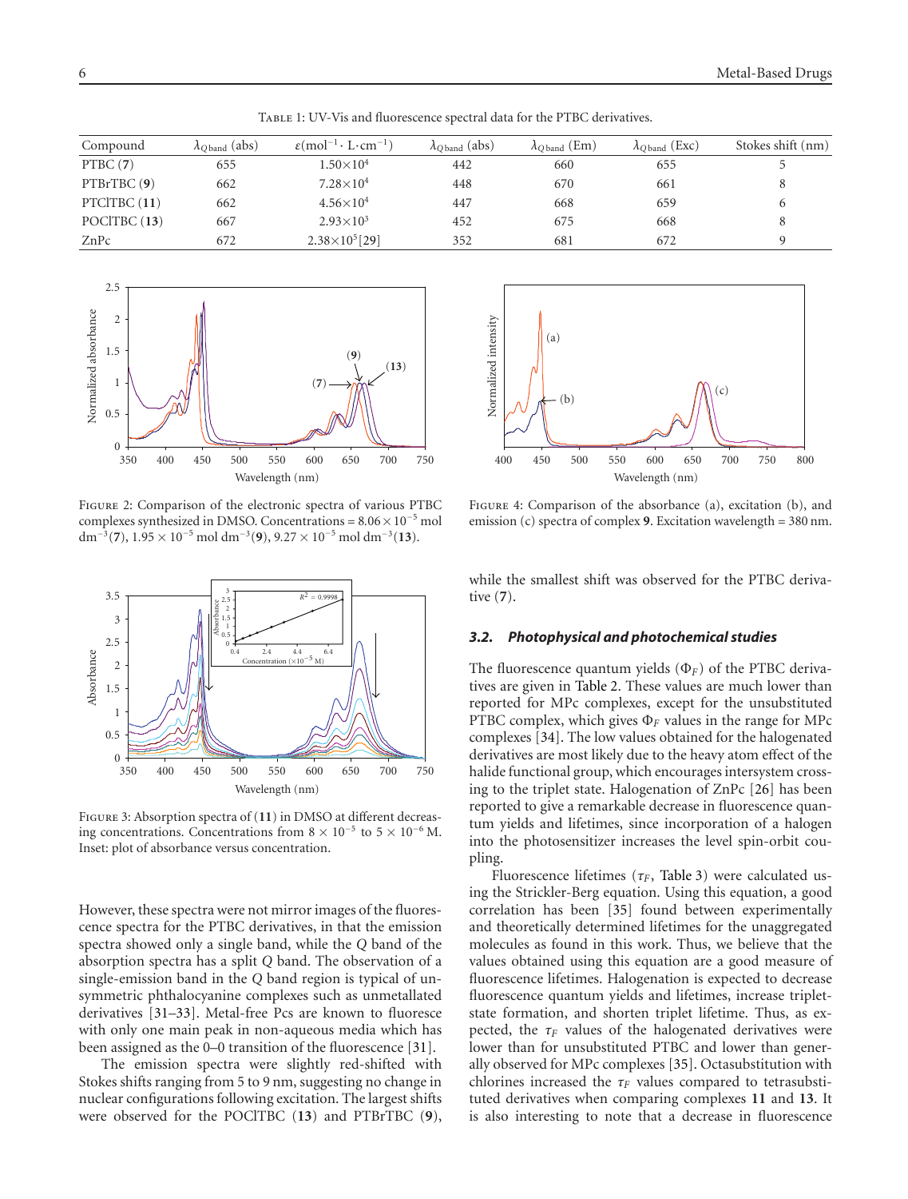Table 1: UV-Vis and fluorescence spectral data for the PTBC derivatives.

| Compound | $\lambda_{Q\,\text{band}}$ (abs) | $\varepsilon$(mol$^{-1}$· L·cm$^{-1}$) | $\lambda_{Q\,\text{band}}$ (abs) | $\lambda_{Q\,\text{band}}$ (Em) | $\lambda_{Q\,\text{band}}$ (Exc) | Stokes shift (nm) |
|---|---|---|---|---|---|---|
| PTBC (**7**) | 655 | $1.50\times10^4$ | 442 | 660 | 655 | 5 |
| PTBrTBC (**9**) | 662 | $7.28\times10^4$ | 448 | 670 | 661 | 8 |
| PTClTBC (**11**) | 662 | $4.56\times10^4$ | 447 | 668 | 659 | 6 |
| POClTBC (**13**) | 667 | $2.93\times10^3$ | 452 | 675 | 668 | 8 |
| ZnPc | 672 | $2.38\times10^5$[29] | 352 | 681 | 672 | 9 |

Figure 2: Comparison of the electronic spectra of various PTBC complexes synthesized in DMSO. Concentrations = $8.06\times10^{-5}$ mol dm$^{-3}$(**7**), $1.95\times10^{-5}$ mol dm$^{-3}$(**9**), $9.27\times10^{-5}$ mol dm$^{-3}$(**13**).

Figure 3: Absorption spectra of (**11**) in DMSO at different decreasing concentrations. Concentrations from $8\times10^{-5}$ to $5\times10^{-6}$ M. Inset: plot of absorbance versus concentration.

Figure 4: Comparison of the absorbance (a), excitation (b), and emission (c) spectra of complex **9**. Excitation wavelength = 380 nm.

However, these spectra were not mirror images of the fluorescence spectra for the PTBC derivatives, in that the emission spectra showed only a single band, while the *Q* band of the absorption spectra has a split *Q* band. The observation of a single-emission band in the *Q* band region is typical of unsymmetric phthalocyanine complexes such as unmetallated derivatives [31–33]. Metal-free Pcs are known to fluoresce with only one main peak in non-aqueous media which has been assigned as the 0–0 transition of the fluorescence [31].

The emission spectra were slightly red-shifted with Stokes shifts ranging from 5 to 9 nm, suggesting no change in nuclear configurations following excitation. The largest shifts were observed for the POClTBC (**13**) and PTBrTBC (**9**), while the smallest shift was observed for the PTBC derivative (**7**).

### 3.2. Photophysical and photochemical studies

The fluorescence quantum yields ($\Phi_F$) of the PTBC derivatives are given in Table 2. These values are much lower than reported for MPc complexes, except for the unsubstituted PTBC complex, which gives $\Phi_F$ values in the range for MPc complexes [34]. The low values obtained for the halogenated derivatives are most likely due to the heavy atom effect of the halide functional group, which encourages intersystem crossing to the triplet state. Halogenation of ZnPc [26] has been reported to give a remarkable decrease in fluorescence quantum yields and lifetimes, since incorporation of a halogen into the photosensitizer increases the level spin-orbit coupling.

Fluorescence lifetimes ($\tau_F$, Table 3) were calculated using the Strickler-Berg equation. Using this equation, a good correlation has been [35] found between experimentally and theoretically determined lifetimes for the unaggregated molecules as found in this work. Thus, we believe that the values obtained using this equation are a good measure of fluorescence lifetimes. Halogenation is expected to decrease fluorescence quantum yields and lifetimes, increase triplet-state formation, and shorten triplet lifetime. Thus, as expected, the $\tau_F$ values of the halogenated derivatives were lower than for unsubstituted PTBC and lower than generally observed for MPc complexes [35]. Octasubstitution with chlorines increased the $\tau_F$ values compared to tetrasubstituted derivatives when comparing complexes **11** and **13**. It is also interesting to note that a decrease in fluorescence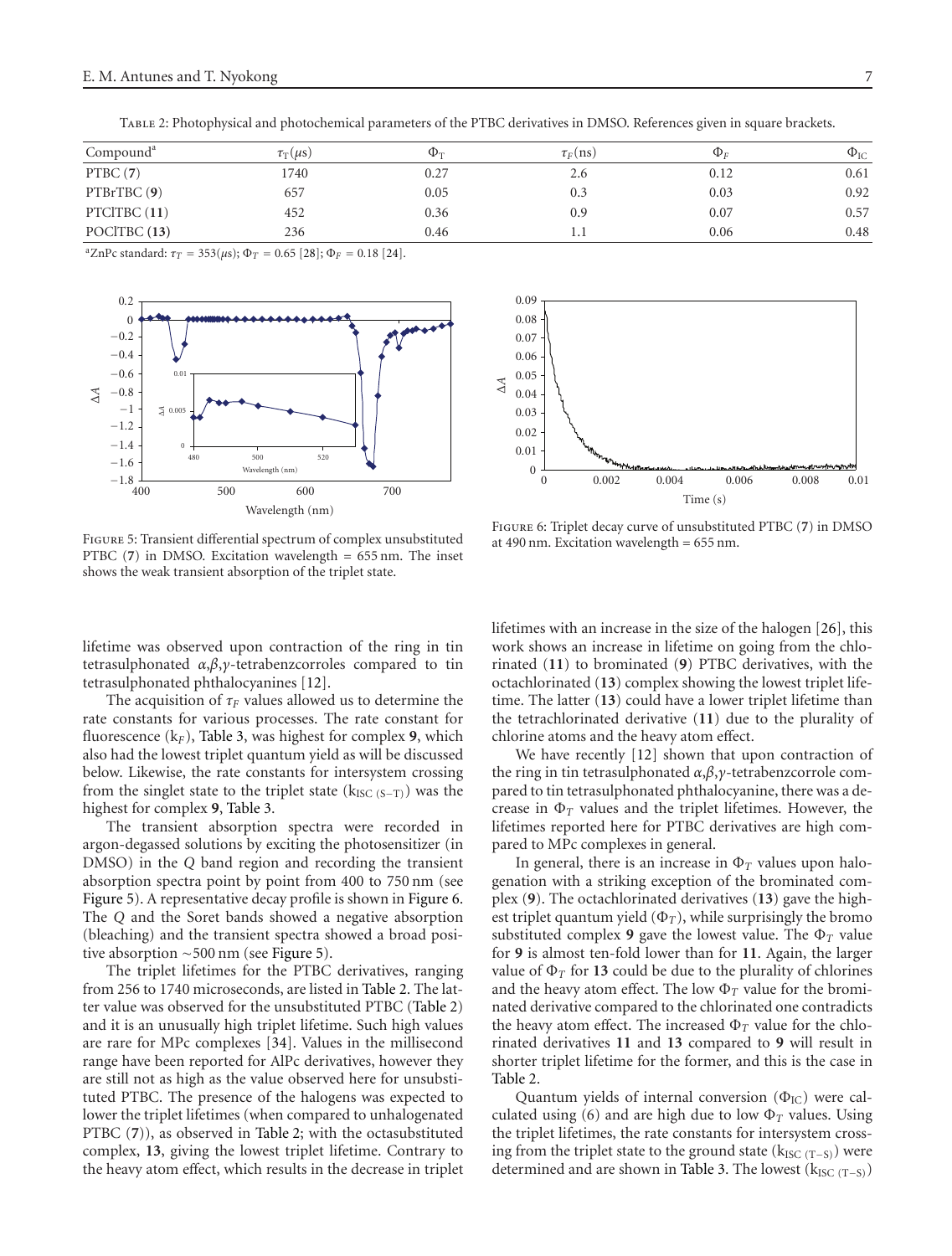Table 2: Photophysical and photochemical parameters of the PTBC derivatives in DMSO. References given in square brackets.

| Compound[a] | $\tau_T$ ($\mu$s) | $\Phi_T$ | $\tau_F$ (ns) | $\Phi_F$ | $\Phi_{IC}$ |
|---|---|---|---|---|---|
| PTBC (**7**) | 1740 | 0.27 | 2.6 | 0.12 | 0.61 |
| PTBrTBC (**9**) | 657 | 0.05 | 0.3 | 0.03 | 0.92 |
| PTClTBC (**11**) | 452 | 0.36 | 0.9 | 0.07 | 0.57 |
| POClTBC (**13**) | 236 | 0.46 | 1.1 | 0.06 | 0.48 |

[a]ZnPc standard: $\tau_T = 353(\mu s)$; $\Phi_T = 0.65$ [28]; $\Phi_F = 0.18$ [24].

Figure 5: Transient differential spectrum of complex unsubstituted PTBC (**7**) in DMSO. Excitation wavelength = 655 nm. The inset shows the weak transient absorption of the triplet state.

Figure 6: Triplet decay curve of unsubstituted PTBC (**7**) in DMSO at 490 nm. Excitation wavelength = 655 nm.

lifetime was observed upon contraction of the ring in tin tetrasulphonated $\alpha,\beta,\gamma$-tetrabenzcorroles compared to tin tetrasulphonated phthalocyanines [12].

The acquisition of $\tau_F$ values allowed us to determine the rate constants for various processes. The rate constant for fluorescence ($k_F$), Table 3, was highest for complex **9**, which also had the lowest triplet quantum yield as will be discussed below. Likewise, the rate constants for intersystem crossing from the singlet state to the triplet state ($k_{ISC\ (S-T)}$) was the highest for complex **9**, Table 3.

The transient absorption spectra were recorded in argon-degassed solutions by exciting the photosensitizer (in DMSO) in the *Q* band region and recording the transient absorption spectra point by point from 400 to 750 nm (see Figure 5). A representative decay profile is shown in Figure 6. The *Q* and the Soret bands showed a negative absorption (bleaching) and the transient spectra showed a broad positive absorption ~500 nm (see Figure 5).

The triplet lifetimes for the PTBC derivatives, ranging from 256 to 1740 microseconds, are listed in Table 2. The latter value was observed for the unsubstituted PTBC (Table 2) and it is an unusually high triplet lifetime. Such high values are rare for MPc complexes [34]. Values in the millisecond range have been reported for AlPc derivatives, however they are still not as high as the value observed here for unsubstituted PTBC. The presence of the halogens was expected to lower the triplet lifetimes (when compared to unhalogenated PTBC (**7**)), as observed in Table 2; with the octasubstituted complex, **13**, giving the lowest triplet lifetime. Contrary to the heavy atom effect, which results in the decrease in triplet lifetimes with an increase in the size of the halogen [26], this work shows an increase in lifetime on going from the chlorinated (**11**) to brominated (**9**) PTBC derivatives, with the octachlorinated (**13**) complex showing the lowest triplet lifetime. The latter (**13**) could have a lower triplet lifetime than the tetrachlorinated derivative (**11**) due to the plurality of chlorine atoms and the heavy atom effect.

We have recently [12] shown that upon contraction of the ring in tin tetrasulphonated $\alpha,\beta,\gamma$-tetrabenzcorrole compared to tin tetrasulphonated phthalocyanine, there was a decrease in $\Phi_T$ values and the triplet lifetimes. However, the lifetimes reported here for PTBC derivatives are high compared to MPc complexes in general.

In general, there is an increase in $\Phi_T$ values upon halogenation with a striking exception of the brominated complex (**9**). The octachlorinated derivatives (**13**) gave the highest triplet quantum yield ($\Phi_T$), while surprisingly the bromo substituted complex **9** gave the lowest value. The $\Phi_T$ value for **9** is almost ten-fold lower than for **11**. Again, the larger value of $\Phi_T$ for **13** could be due to the plurality of chlorines and the heavy atom effect. The low $\Phi_T$ value for the brominated derivative compared to the chlorinated one contradicts the heavy atom effect. The increased $\Phi_T$ value for the chlorinated derivatives **11** and **13** compared to **9** will result in shorter triplet lifetime for the former, and this is the case in Table 2.

Quantum yields of internal conversion ($\Phi_{IC}$) were calculated using (6) and are high due to low $\Phi_T$ values. Using the triplet lifetimes, the rate constants for intersystem crossing from the triplet state to the ground state ($k_{ISC\ (T-S)}$) were determined and are shown in Table 3. The lowest ($k_{ISC\ (T-S)}$)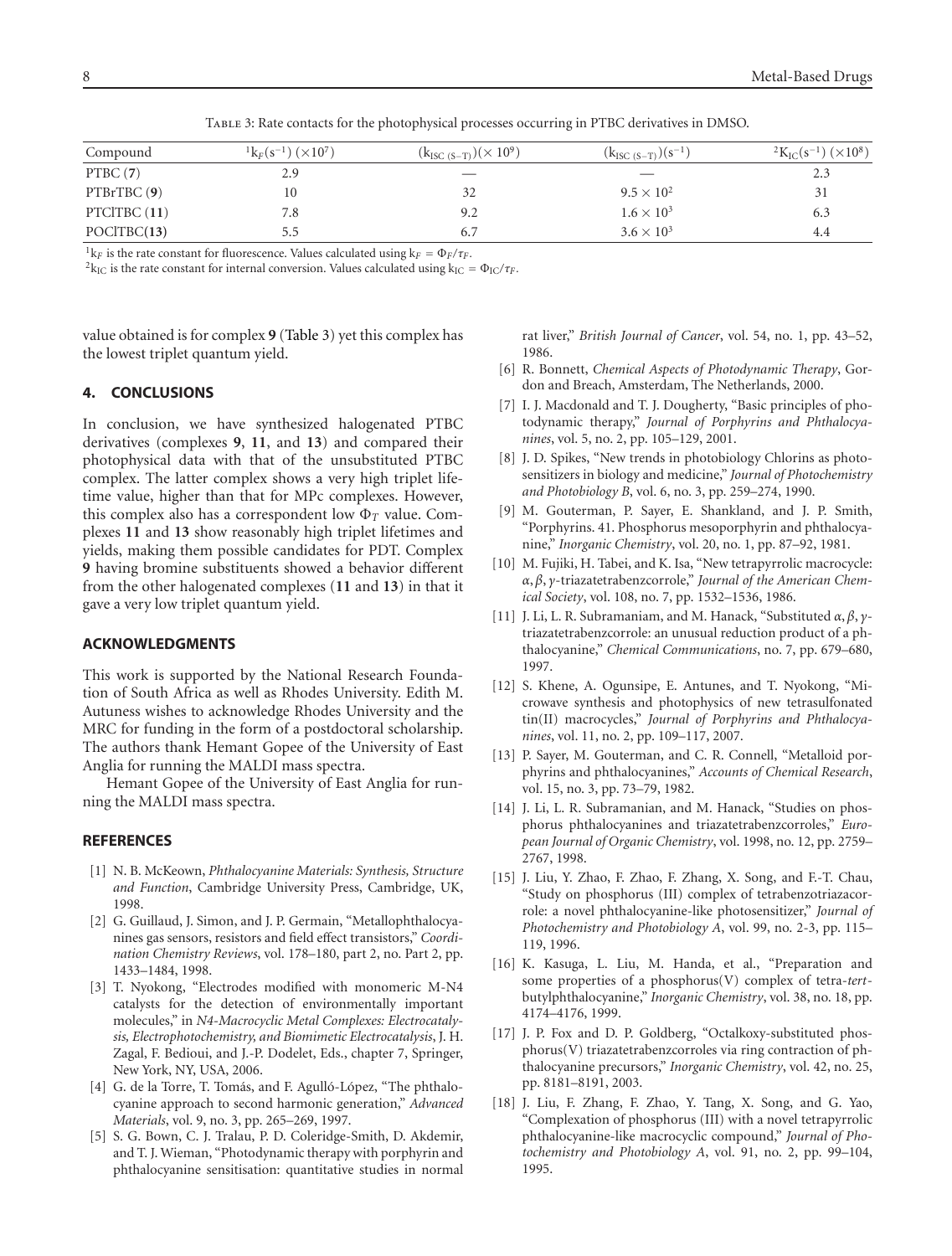Table 3: Rate contacts for the photophysical processes occurring in PTBC derivatives in DMSO.

| Compound | $^1k_F(s^{-1})$ $(\times 10^7)$ | $(k_{ISC\,(S-T)})(\times 10^9)$ | $(k_{ISC\,(S-T)})(s^{-1})$ | $^2K_{IC}(s^{-1})$ $(\times 10^8)$ |
|---|---|---|---|---|
| PTBC (**7**) | 2.9 | — | — | 2.3 |
| PTBrTBC (**9**) | 10 | 32 | $9.5 \times 10^2$ | 31 |
| PTClTBC (**11**) | 7.8 | 9.2 | $1.6 \times 10^3$ | 6.3 |
| POClTBC(**13**) | 5.5 | 6.7 | $3.6 \times 10^3$ | 4.4 |

[1]$k_F$ is the rate constant for fluorescence. Values calculated using $k_F = \Phi_F/\tau_F$.
[2]$k_{IC}$ is the rate constant for internal conversion. Values calculated using $k_{IC} = \Phi_{IC}/\tau_F$.

value obtained is for complex **9** (Table 3) yet this complex has the lowest triplet quantum yield.

## 4. CONCLUSIONS

In conclusion, we have synthesized halogenated PTBC derivatives (complexes **9**, **11**, and **13**) and compared their photophysical data with that of the unsubstituted PTBC complex. The latter complex shows a very high triplet lifetime value, higher than that for MPc complexes. However, this complex also has a correspondent low $\Phi_T$ value. Complexes **11** and **13** show reasonably high triplet lifetimes and yields, making them possible candidates for PDT. Complex **9** having bromine substituents showed a behavior different from the other halogenated complexes (**11** and **13**) in that it gave a very low triplet quantum yield.

## ACKNOWLEDGMENTS

This work is supported by the National Research Foundation of South Africa as well as Rhodes University. Edith M. Autuness wishes to acknowledge Rhodes University and the MRC for funding in the form of a postdoctoral scholarship. The authors thank Hemant Gopee of the University of East Anglia for running the MALDI mass spectra.

Hemant Gopee of the University of East Anglia for running the MALDI mass spectra.

## REFERENCES

[1] N. B. McKeown, *Phthalocyanine Materials: Synthesis, Structure and Function*, Cambridge University Press, Cambridge, UK, 1998.

[2] G. Guillaud, J. Simon, and J. P. Germain, "Metallophthalocyanines gas sensors, resistors and field effect transistors," *Coordination Chemistry Reviews*, vol. 178–180, part 2, no. Part 2, pp. 1433–1484, 1998.

[3] T. Nyokong, "Electrodes modified with monomeric M-N4 catalysts for the detection of environmentally important molecules," in *N4-Macrocyclic Metal Complexes: Electrocatalysis, Electrophotochemistry, and Biomimetic Electrocatalysis*, J. H. Zagal, F. Bedioui, and J.-P. Dodelet, Eds., chapter 7, Springer, New York, NY, USA, 2006.

[4] G. de la Torre, T. Tomás, and F. Agulló-López, "The phthalocyanine approach to second harmonic generation," *Advanced Materials*, vol. 9, no. 3, pp. 265–269, 1997.

[5] S. G. Bown, C. J. Tralau, P. D. Coleridge-Smith, D. Akdemir, and T. J. Wieman, "Photodynamic therapy with porphyrin and phthalocyanine sensitisation: quantitative studies in normal rat liver," *British Journal of Cancer*, vol. 54, no. 1, pp. 43–52, 1986.

[6] R. Bonnett, *Chemical Aspects of Photodynamic Therapy*, Gordon and Breach, Amsterdam, The Netherlands, 2000.

[7] I. J. Macdonald and T. J. Dougherty, "Basic principles of photodynamic therapy," *Journal of Porphyrins and Phthalocyanines*, vol. 5, no. 2, pp. 105–129, 2001.

[8] J. D. Spikes, "New trends in photobiology Chlorins as photosensitizers in biology and medicine," *Journal of Photochemistry and Photobiology B*, vol. 6, no. 3, pp. 259–274, 1990.

[9] M. Gouterman, P. Sayer, E. Shankland, and J. P. Smith, "Porphyrins. 41. Phosphorus mesoporphyrin and phthalocyanine," *Inorganic Chemistry*, vol. 20, no. 1, pp. 87–92, 1981.

[10] M. Fujiki, H. Tabei, and K. Isa, "New tetrapyrrolic macrocycle: $\alpha, \beta, \gamma$-triazatetrabenzcorrole," *Journal of the American Chemical Society*, vol. 108, no. 7, pp. 1532–1536, 1986.

[11] J. Li, L. R. Subramaniam, and M. Hanack, "Substituted $\alpha, \beta, \gamma$-triazatetrabenzcorrole: an unusual reduction product of a phthalocyanine," *Chemical Communications*, no. 7, pp. 679–680, 1997.

[12] S. Khene, A. Ogunsipe, E. Antunes, and T. Nyokong, "Microwave synthesis and photophysics of new tetrasulfonated tin(II) macrocycles," *Journal of Porphyrins and Phthalocyanines*, vol. 11, no. 2, pp. 109–117, 2007.

[13] P. Sayer, M. Gouterman, and C. R. Connell, "Metalloid porphyrins and phthalocyanines," *Accounts of Chemical Research*, vol. 15, no. 3, pp. 73–79, 1982.

[14] J. Li, L. R. Subramanian, and M. Hanack, "Studies on phosphorus phthalocyanines and triazatetrabenzcorroles," *European Journal of Organic Chemistry*, vol. 1998, no. 12, pp. 2759–2767, 1998.

[15] J. Liu, Y. Zhao, F. Zhao, F. Zhang, X. Song, and F.-T. Chau, "Study on phosphorus (III) complex of tetrabenzotriazacorrole: a novel phthalocyanine-like photosensitizer," *Journal of Photochemistry and Photobiology A*, vol. 99, no. 2-3, pp. 115–119, 1996.

[16] K. Kasuga, L. Liu, M. Handa, et al., "Preparation and some properties of a phosphorus(V) complex of tetra-*tert*-butylphthalocyanine," *Inorganic Chemistry*, vol. 38, no. 18, pp. 4174–4176, 1999.

[17] J. P. Fox and D. P. Goldberg, "Octalkoxy-substituted phosphorus(V) triazatetrabenzcorroles via ring contraction of phthalocyanine precursors," *Inorganic Chemistry*, vol. 42, no. 25, pp. 8181–8191, 2003.

[18] J. Liu, F. Zhang, F. Zhao, Y. Tang, X. Song, and G. Yao, "Complexation of phosphorus (III) with a novel tetrapyrrolic phthalocyanine-like macrocyclic compound," *Journal of Photochemistry and Photobiology A*, vol. 91, no. 2, pp. 99–104, 1995.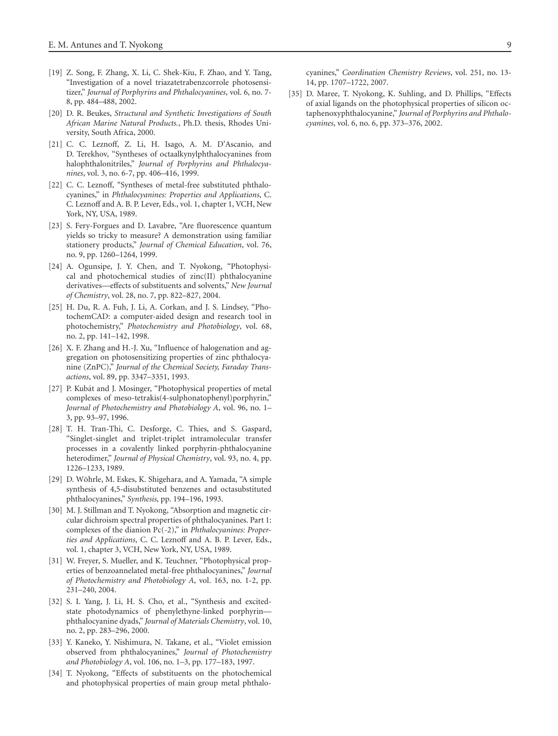[19] Z. Song, F. Zhang, X. Li, C. Shek-Kiu, F. Zhao, and Y. Tang, "Investigation of a novel triazatetrabenzcorrole photosensitizer," *Journal of Porphyrins and Phthalocyanines*, vol. 6, no. 7-8, pp. 484–488, 2002.

[20] D. R. Beukes, *Structural and Synthetic Investigations of South African Marine Natural Products.*, Ph.D. thesis, Rhodes University, South Africa, 2000.

[21] C. C. Leznoff, Z. Li, H. Isago, A. M. D'Ascanio, and D. Terekhov, "Syntheses of octaalkynylphthalocyanines from halophthalonitriles," *Journal of Porphyrins and Phthalocyanines*, vol. 3, no. 6-7, pp. 406–416, 1999.

[22] C. C. Leznoff, "Syntheses of metal-free substituted phthalocyanines," in *Phthalocyanines: Properties and Applications*, C. C. Leznoff and A. B. P. Lever, Eds., vol. 1, chapter 1, VCH, New York, NY, USA, 1989.

[23] S. Fery-Forgues and D. Lavabre, "Are fluorescence quantum yields so tricky to measure? A demonstration using familiar stationery products," *Journal of Chemical Education*, vol. 76, no. 9, pp. 1260–1264, 1999.

[24] A. Ogunsipe, J. Y. Chen, and T. Nyokong, "Photophysical and photochemical studies of zinc(II) phthalocyanine derivatives—effects of substituents and solvents," *New Journal of Chemistry*, vol. 28, no. 7, pp. 822–827, 2004.

[25] H. Du, R. A. Fuh, J. Li, A. Corkan, and J. S. Lindsey, "PhotochemCAD: a computer-aided design and research tool in photochemistry," *Photochemistry and Photobiology*, vol. 68, no. 2, pp. 141–142, 1998.

[26] X. F. Zhang and H.-J. Xu, "Influence of halogenation and aggregation on photosensitizing properties of zinc phthalocyanine (ZnPC)," *Journal of the Chemical Society, Faraday Transactions*, vol. 89, pp. 3347–3351, 1993.

[27] P. Kubát and J. Mosinger, "Photophysical properties of metal complexes of meso-tetrakis(4-sulphonatophenyl)porphyrin," *Journal of Photochemistry and Photobiology A*, vol. 96, no. 1–3, pp. 93–97, 1996.

[28] T. H. Tran-Thi, C. Desforge, C. Thies, and S. Gaspard, "Singlet-singlet and triplet-triplet intramolecular transfer processes in a covalently linked porphyrin-phthalocyanine heterodimer," *Journal of Physical Chemistry*, vol. 93, no. 4, pp. 1226–1233, 1989.

[29] D. Wöhrle, M. Eskes, K. Shigehara, and A. Yamada, "A simple synthesis of 4,5-disubstituted benzenes and octasubstituted phthalocyanines," *Synthesis*, pp. 194–196, 1993.

[30] M. J. Stillman and T. Nyokong, "Absorption and magnetic circular dichroism spectral properties of phthalocyanines. Part 1: complexes of the dianion Pc(-2)," in *Phthalocyanines: Properties and Applications*, C. C. Leznoff and A. B. P. Lever, Eds., vol. 1, chapter 3, VCH, New York, NY, USA, 1989.

[31] W. Freyer, S. Mueller, and K. Teuchner, "Photophysical properties of benzoannelated metal-free phthalocyanines," *Journal of Photochemistry and Photobiology A*, vol. 163, no. 1-2, pp. 231–240, 2004.

[32] S. I. Yang, J. Li, H. S. Cho, et al., "Synthesis and excited-state photodynamics of phenylethyne-linked porphyrin—phthalocyanine dyads," *Journal of Materials Chemistry*, vol. 10, no. 2, pp. 283–296, 2000.

[33] Y. Kaneko, Y. Nishimura, N. Takane, et al., "Violet emission observed from phthalocyanines," *Journal of Photochemistry and Photobiology A*, vol. 106, no. 1–3, pp. 177–183, 1997.

[34] T. Nyokong, "Effects of substituents on the photochemical and photophysical properties of main group metal phthalocyanines," *Coordination Chemistry Reviews*, vol. 251, no. 13-14, pp. 1707–1722, 2007.

[35] D. Maree, T. Nyokong, K. Suhling, and D. Phillips, "Effects of axial ligands on the photophysical properties of silicon octaphenoxyphthalocyanine," *Journal of Porphyrins and Phthalocyanines*, vol. 6, no. 6, pp. 373–376, 2002.